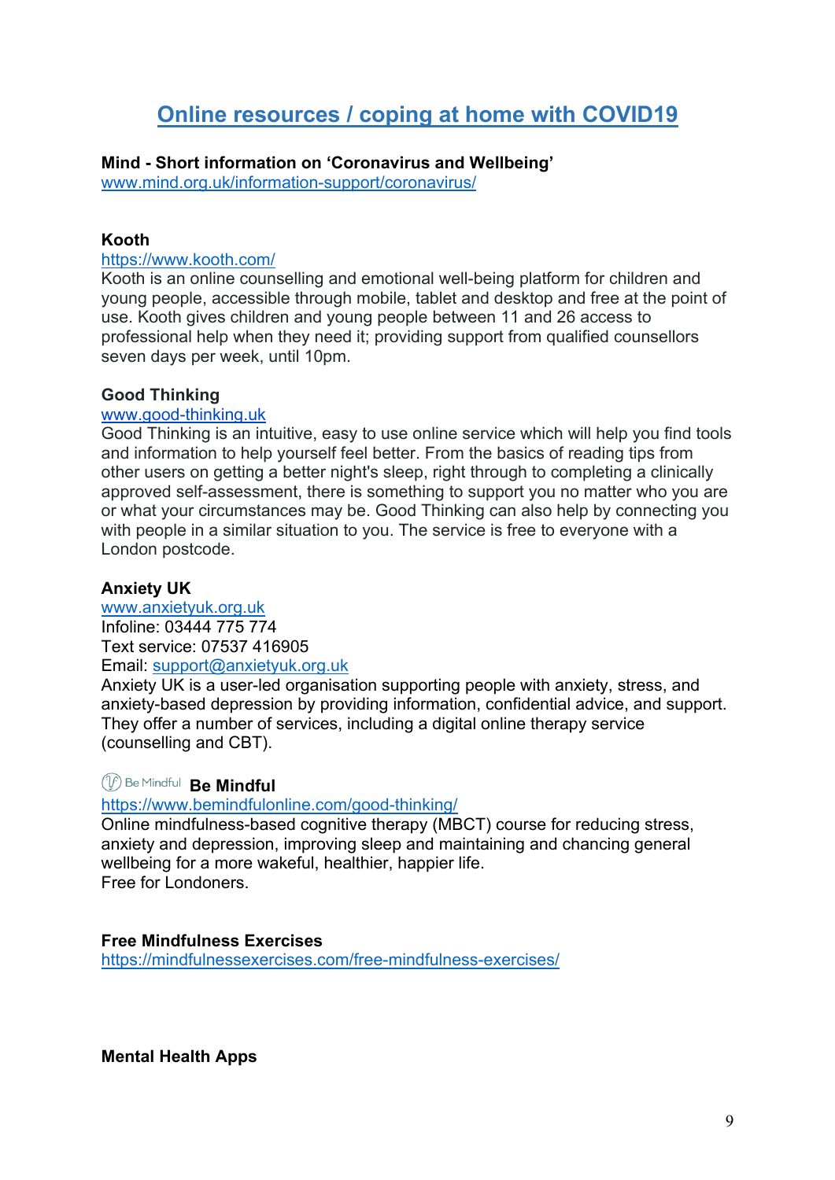# Online resources / coping at home with COVID19

**Mind - Short information on 'Coronavirus and Wellbeing'**
www.mind.org.uk/information-support/coronavirus/

**Kooth**
https://www.kooth.com/
Kooth is an online counselling and emotional well-being platform for children and young people, accessible through mobile, tablet and desktop and free at the point of use. Kooth gives children and young people between 11 and 26 access to professional help when they need it; providing support from qualified counsellors seven days per week, until 10pm.

**Good Thinking**
www.good-thinking.uk
Good Thinking is an intuitive, easy to use online service which will help you find tools and information to help yourself feel better. From the basics of reading tips from other users on getting a better night's sleep, right through to completing a clinically approved self-assessment, there is something to support you no matter who you are or what your circumstances may be. Good Thinking can also help by connecting you with people in a similar situation to you. The service is free to everyone with a London postcode.

**Anxiety UK**
www.anxietyuk.org.uk
Infoline: 03444 775 774
Text service: 07537 416905
Email: support@anxietyuk.org.uk
Anxiety UK is a user-led organisation supporting people with anxiety, stress, and anxiety-based depression by providing information, confidential advice, and support. They offer a number of services, including a digital online therapy service (counselling and CBT).

Be Mindful **Be Mindful**
https://www.bemindfulonline.com/good-thinking/
Online mindfulness-based cognitive therapy (MBCT) course for reducing stress, anxiety and depression, improving sleep and maintaining and chancing general wellbeing for a more wakeful, healthier, happier life.
Free for Londoners.

**Free Mindfulness Exercises**
https://mindfulnessexercises.com/free-mindfulness-exercises/

**Mental Health Apps**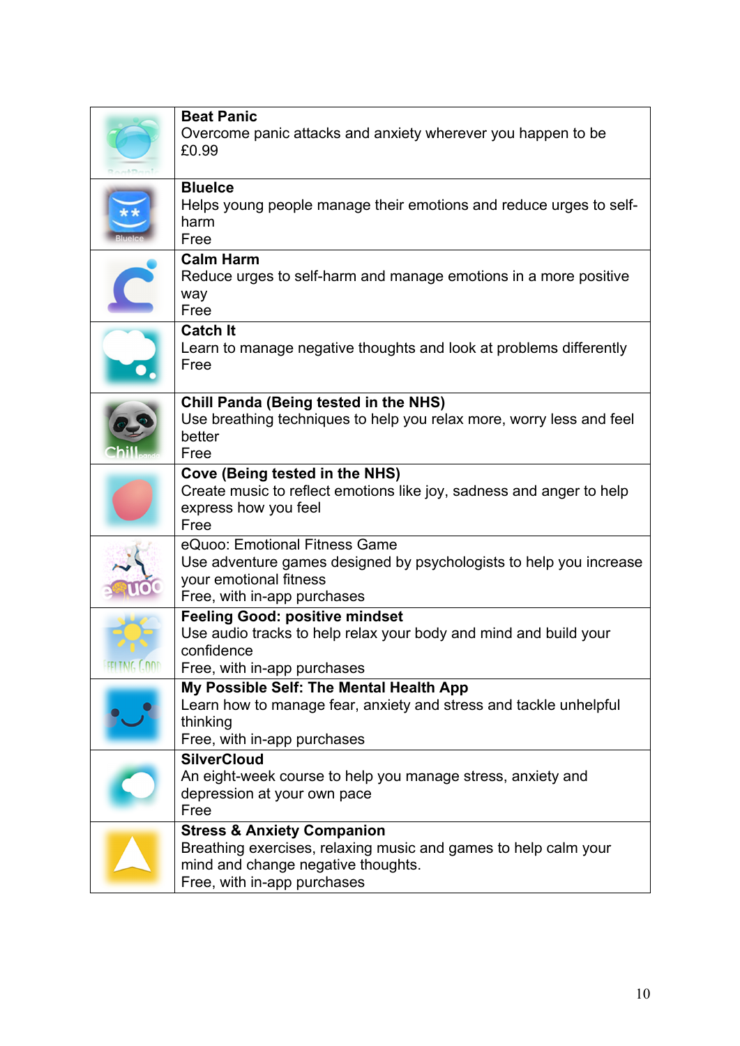| | |
|---|---|
| | **Beat Panic**<br>Overcome panic attacks and anxiety wherever you happen to be<br>£0.99 |
| | **BlueIce**<br>Helps young people manage their emotions and reduce urges to self-harm<br>Free |
| | **Calm Harm**<br>Reduce urges to self-harm and manage emotions in a more positive way<br>Free |
| | **Catch It**<br>Learn to manage negative thoughts and look at problems differently<br>Free |
| | **Chill Panda (Being tested in the NHS)**<br>Use breathing techniques to help you relax more, worry less and feel better<br>Free |
| | **Cove (Being tested in the NHS)**<br>Create music to reflect emotions like joy, sadness and anger to help express how you feel<br>Free |
| | eQuoo: Emotional Fitness Game<br>Use adventure games designed by psychologists to help you increase your emotional fitness<br>Free, with in-app purchases |
| | **Feeling Good: positive mindset**<br>Use audio tracks to help relax your body and mind and build your confidence<br>Free, with in-app purchases |
| | **My Possible Self: The Mental Health App**<br>Learn how to manage fear, anxiety and stress and tackle unhelpful thinking<br>Free, with in-app purchases |
| | **SilverCloud**<br>An eight-week course to help you manage stress, anxiety and depression at your own pace<br>Free |
| | **Stress & Anxiety Companion**<br>Breathing exercises, relaxing music and games to help calm your mind and change negative thoughts.<br>Free, with in-app purchases |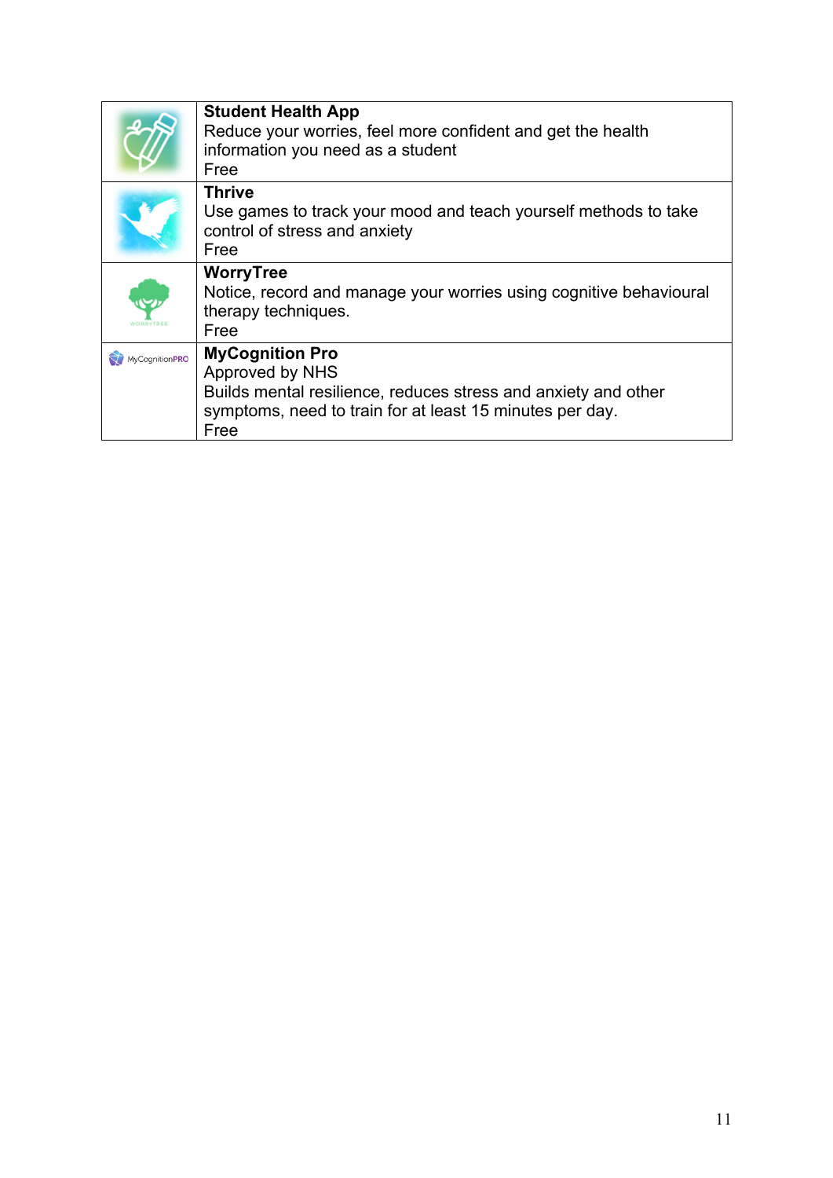| | |
|---|---|
| | **Student Health App**<br>Reduce your worries, feel more confident and get the health information you need as a student<br>Free |
| | **Thrive**<br>Use games to track your mood and teach yourself methods to take control of stress and anxiety<br>Free |
| | **WorryTree**<br>Notice, record and manage your worries using cognitive behavioural therapy techniques.<br>Free |
| MyCognitionPRO | **MyCognition Pro**<br>Approved by NHS<br>Builds mental resilience, reduces stress and anxiety and other symptoms, need to train for at least 15 minutes per day.<br>Free |